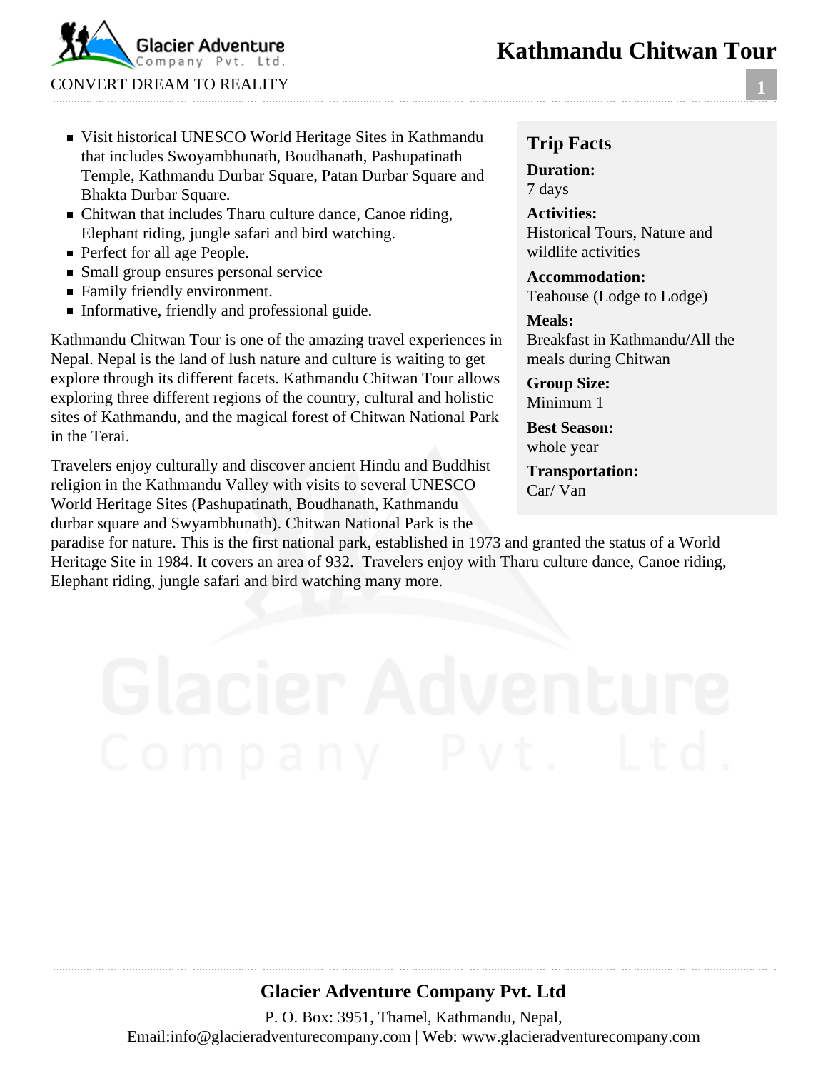#  Kathmandu Chitwan Tour

- Visit historical UNESCO World Heritage Sites in Kathmandu that includes Swoyambhunath, Boudhanath, Pashupatinath Temple, Kathmandu Durbar Square, Patan Durbar Square and Bhakta Durbar Square.
- Chitwan that includes Tharu culture dance, Canoe riding, Elephant riding, jungle safari and bird watching.
- Perfect for all age People.
- Small group ensures personal service
- Family friendly environment.
- Informative, friendly and professional guide.

## Trip Facts

**Duration:**
7 days

**Activities:**
Historical Tours, Nature and wildlife activities

**Accommodation:**
Teahouse (Lodge to Lodge)

**Meals:**
Breakfast in Kathmandu/All the meals during Chitwan

**Group Size:**
Minimum 1

**Best Season:**
whole year

**Transportation:**
Car/ Van

Kathmandu Chitwan Tour is one of the amazing travel experiences in Nepal. Nepal is the land of lush nature and culture is waiting to get explore through its different facets. Kathmandu Chitwan Tour allows exploring three different regions of the country, cultural and holistic sites of Kathmandu, and the magical forest of Chitwan National Park in the Terai.

Travelers enjoy culturally and discover ancient Hindu and Buddhist religion in the Kathmandu Valley with visits to several UNESCO World Heritage Sites (Pashupatinath, Boudhanath, Kathmandu durbar square and Swyambhunath). Chitwan National Park is the paradise for nature. This is the first national park, established in 1973 and granted the status of a World Heritage Site in 1984. It covers an area of 932.  Travelers enjoy with Tharu culture dance, Canoe riding, Elephant riding, jungle safari and bird watching many more.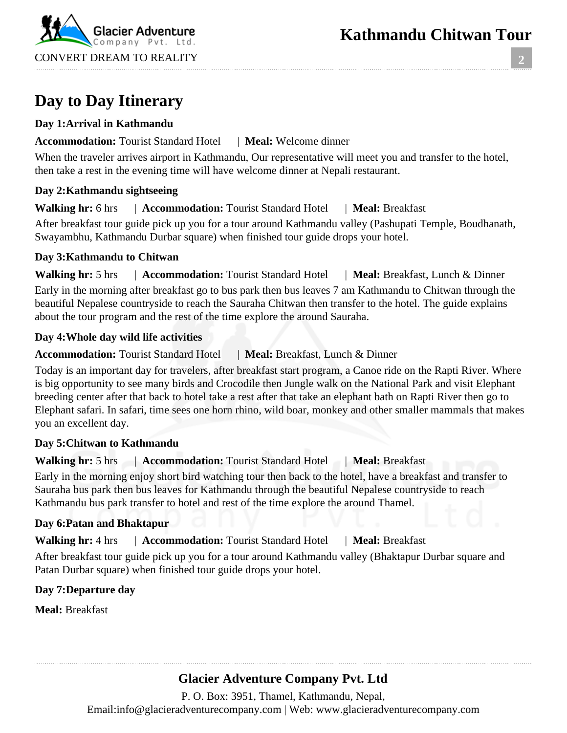# Day to Day Itinerary

### Day 1:Arrival in Kathmandu

**Accommodation:** Tourist Standard Hotel | **Meal:** Welcome dinner

When the traveler arrives airport in Kathmandu, Our representative will meet you and transfer to the hotel, then take a rest in the evening time will have welcome dinner at Nepali restaurant.

### Day 2:Kathmandu sightseeing

**Walking hr:** 6 hrs | **Accommodation:** Tourist Standard Hotel | **Meal:** Breakfast

After breakfast tour guide pick up you for a tour around Kathmandu valley (Pashupati Temple, Boudhanath, Swayambhu, Kathmandu Durbar square) when finished tour guide drops your hotel.

### Day 3:Kathmandu to Chitwan

**Walking hr:** 5 hrs | **Accommodation:** Tourist Standard Hotel | **Meal:** Breakfast, Lunch & Dinner

Early in the morning after breakfast go to bus park then bus leaves 7 am Kathmandu to Chitwan through the beautiful Nepalese countryside to reach the Sauraha Chitwan then transfer to the hotel. The guide explains about the tour program and the rest of the time explore the around Sauraha.

### Day 4:Whole day wild life activities

**Accommodation:** Tourist Standard Hotel | **Meal:** Breakfast, Lunch & Dinner

Today is an important day for travelers, after breakfast start program, a Canoe ride on the Rapti River. Where is big opportunity to see many birds and Crocodile then Jungle walk on the National Park and visit Elephant breeding center after that back to hotel take a rest after that take an elephant bath on Rapti River then go to Elephant safari. In safari, time sees one horn rhino, wild boar, monkey and other smaller mammals that makes you an excellent day.

### Day 5:Chitwan to Kathmandu

**Walking hr:** 5 hrs | **Accommodation:** Tourist Standard Hotel | **Meal:** Breakfast

Early in the morning enjoy short bird watching tour then back to the hotel, have a breakfast and transfer to Sauraha bus park then bus leaves for Kathmandu through the beautiful Nepalese countryside to reach Kathmandu bus park transfer to hotel and rest of the time explore the around Thamel.

### Day 6:Patan and Bhaktapur

**Walking hr:** 4 hrs | **Accommodation:** Tourist Standard Hotel | **Meal:** Breakfast

After breakfast tour guide pick up you for a tour around Kathmandu valley (Bhaktapur Durbar square and Patan Durbar square) when finished tour guide drops your hotel.

### Day 7:Departure day

**Meal:** Breakfast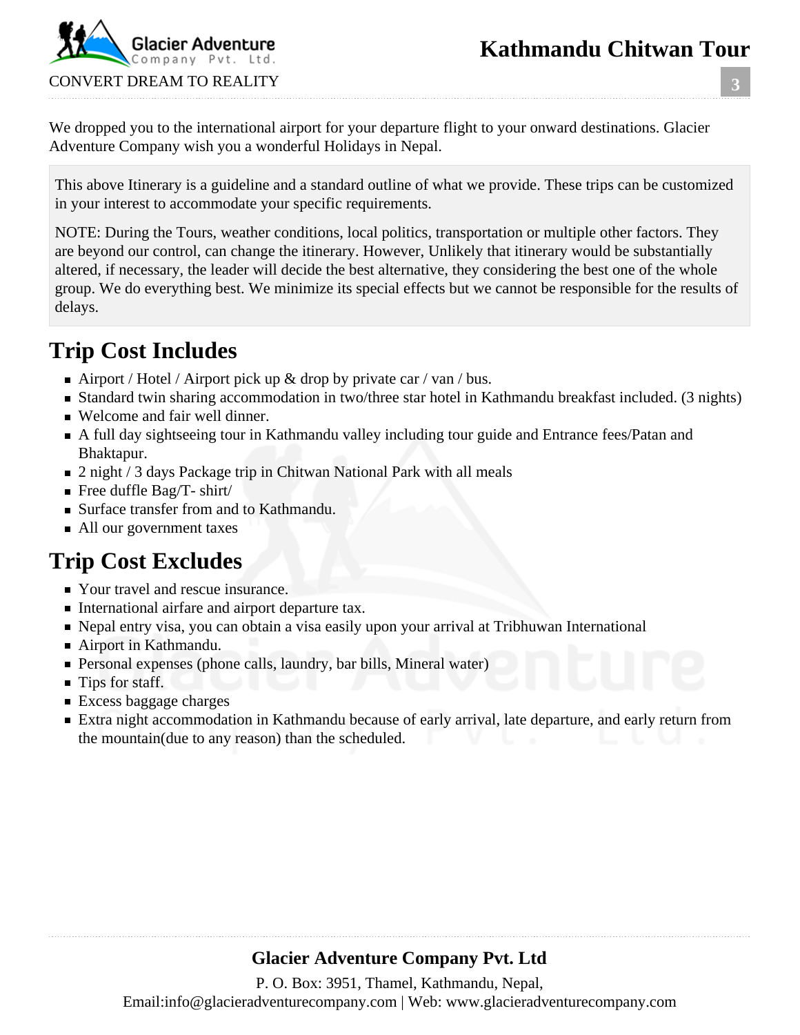We dropped you to the international airport for your departure flight to your onward destinations. Glacier Adventure Company wish you a wonderful Holidays in Nepal.

This above Itinerary is a guideline and a standard outline of what we provide. These trips can be customized in your interest to accommodate your specific requirements.

NOTE: During the Tours, weather conditions, local politics, transportation or multiple other factors. They are beyond our control, can change the itinerary. However, Unlikely that itinerary would be substantially altered, if necessary, the leader will decide the best alternative, they considering the best one of the whole group. We do everything best. We minimize its special effects but we cannot be responsible for the results of delays.

## Trip Cost Includes

- Airport / Hotel / Airport pick up & drop by private car / van / bus.
- Standard twin sharing accommodation in two/three star hotel in Kathmandu breakfast included. (3 nights)
- Welcome and fair well dinner.
- A full day sightseeing tour in Kathmandu valley including tour guide and Entrance fees/Patan and Bhaktapur.
- 2 night / 3 days Package trip in Chitwan National Park with all meals
- Free duffle Bag/T- shirt/
- Surface transfer from and to Kathmandu.
- All our government taxes

## Trip Cost Excludes

- Your travel and rescue insurance.
- International airfare and airport departure tax.
- Nepal entry visa, you can obtain a visa easily upon your arrival at Tribhuwan International
- Airport in Kathmandu.
- Personal expenses (phone calls, laundry, bar bills, Mineral water)
- Tips for staff.
- Excess baggage charges
- Extra night accommodation in Kathmandu because of early arrival, late departure, and early return from the mountain(due to any reason) than the scheduled.